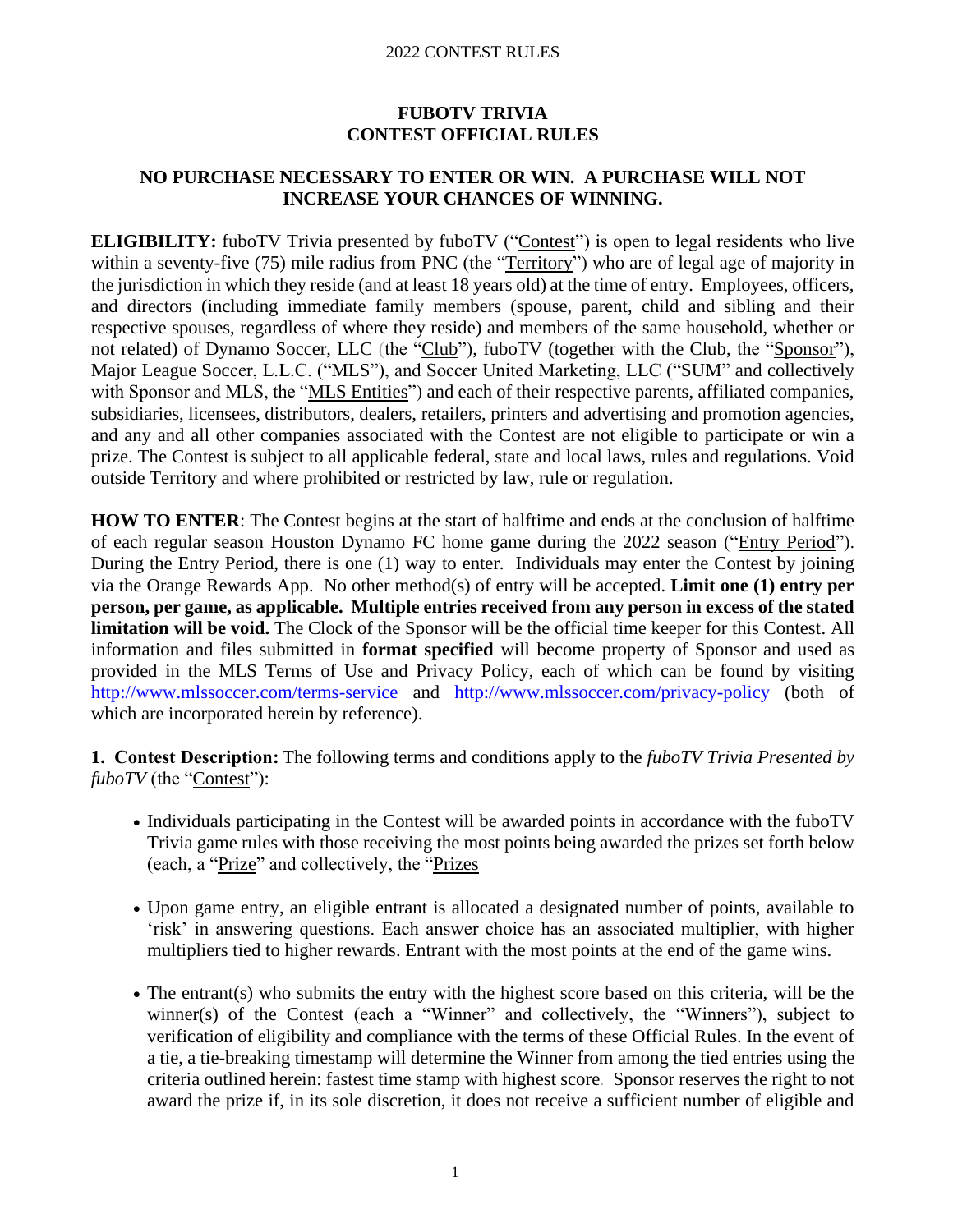2022 CONTEST RULES

# FUBOTV TRIVIA
# CONTEST OFFICIAL RULES

## NO PURCHASE NECESSARY TO ENTER OR WIN. A PURCHASE WILL NOT INCREASE YOUR CHANCES OF WINNING.

**ELIGIBILITY:** fuboTV Trivia presented by fuboTV ("Contest") is open to legal residents who live within a seventy-five (75) mile radius from PNC (the "Territory") who are of legal age of majority in the jurisdiction in which they reside (and at least 18 years old) at the time of entry. Employees, officers, and directors (including immediate family members (spouse, parent, child and sibling and their respective spouses, regardless of where they reside) and members of the same household, whether or not related) of Dynamo Soccer, LLC (the "Club"), fuboTV (together with the Club, the "Sponsor"), Major League Soccer, L.L.C. ("MLS"), and Soccer United Marketing, LLC ("SUM" and collectively with Sponsor and MLS, the "MLS Entities") and each of their respective parents, affiliated companies, subsidiaries, licensees, distributors, dealers, retailers, printers and advertising and promotion agencies, and any and all other companies associated with the Contest are not eligible to participate or win a prize. The Contest is subject to all applicable federal, state and local laws, rules and regulations. Void outside Territory and where prohibited or restricted by law, rule or regulation.

**HOW TO ENTER**: The Contest begins at the start of halftime and ends at the conclusion of halftime of each regular season Houston Dynamo FC home game during the 2022 season ("Entry Period"). During the Entry Period, there is one (1) way to enter. Individuals may enter the Contest by joining via the Orange Rewards App. No other method(s) of entry will be accepted. **Limit one (1) entry per person, per game, as applicable. Multiple entries received from any person in excess of the stated limitation will be void.** The Clock of the Sponsor will be the official time keeper for this Contest. All information and files submitted in **format specified** will become property of Sponsor and used as provided in the MLS Terms of Use and Privacy Policy, each of which can be found by visiting http://www.mlssoccer.com/terms-service and http://www.mlssoccer.com/privacy-policy (both of which are incorporated herein by reference).

**1. Contest Description:** The following terms and conditions apply to the *fuboTV Trivia Presented by fuboTV* (the "Contest"):

- Individuals participating in the Contest will be awarded points in accordance with the fuboTV Trivia game rules with those receiving the most points being awarded the prizes set forth below (each, a "Prize" and collectively, the "Prizes
- Upon game entry, an eligible entrant is allocated a designated number of points, available to 'risk' in answering questions. Each answer choice has an associated multiplier, with higher multipliers tied to higher rewards. Entrant with the most points at the end of the game wins.
- The entrant(s) who submits the entry with the highest score based on this criteria, will be the winner(s) of the Contest (each a "Winner" and collectively, the "Winners"), subject to verification of eligibility and compliance with the terms of these Official Rules. In the event of a tie, a tie-breaking timestamp will determine the Winner from among the tied entries using the criteria outlined herein: fastest time stamp with highest score. Sponsor reserves the right to not award the prize if, in its sole discretion, it does not receive a sufficient number of eligible and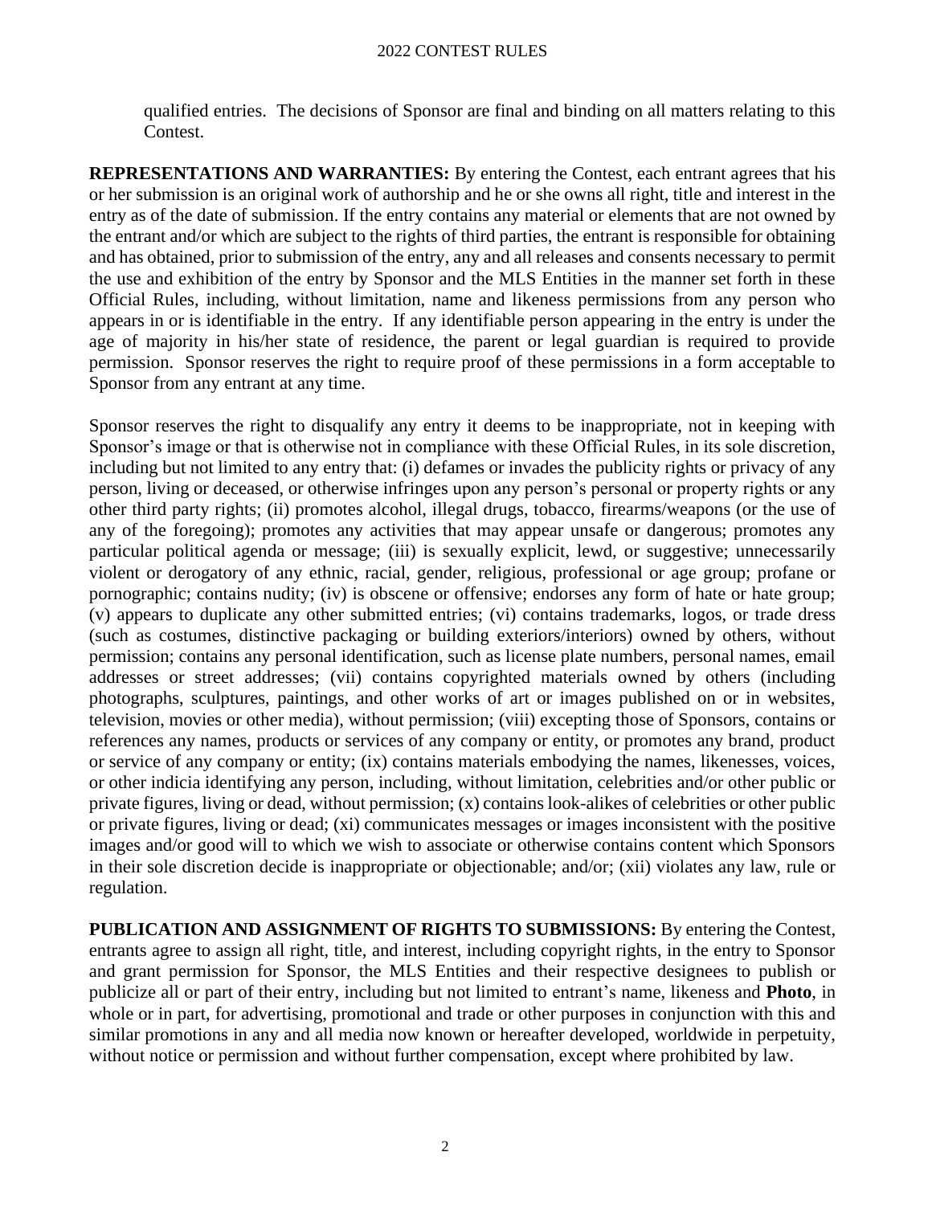qualified entries. The decisions of Sponsor are final and binding on all matters relating to this Contest.

**REPRESENTATIONS AND WARRANTIES:** By entering the Contest, each entrant agrees that his or her submission is an original work of authorship and he or she owns all right, title and interest in the entry as of the date of submission. If the entry contains any material or elements that are not owned by the entrant and/or which are subject to the rights of third parties, the entrant is responsible for obtaining and has obtained, prior to submission of the entry, any and all releases and consents necessary to permit the use and exhibition of the entry by Sponsor and the MLS Entities in the manner set forth in these Official Rules, including, without limitation, name and likeness permissions from any person who appears in or is identifiable in the entry. If any identifiable person appearing in the entry is under the age of majority in his/her state of residence, the parent or legal guardian is required to provide permission. Sponsor reserves the right to require proof of these permissions in a form acceptable to Sponsor from any entrant at any time.

Sponsor reserves the right to disqualify any entry it deems to be inappropriate, not in keeping with Sponsor's image or that is otherwise not in compliance with these Official Rules, in its sole discretion, including but not limited to any entry that: (i) defames or invades the publicity rights or privacy of any person, living or deceased, or otherwise infringes upon any person's personal or property rights or any other third party rights; (ii) promotes alcohol, illegal drugs, tobacco, firearms/weapons (or the use of any of the foregoing); promotes any activities that may appear unsafe or dangerous; promotes any particular political agenda or message; (iii) is sexually explicit, lewd, or suggestive; unnecessarily violent or derogatory of any ethnic, racial, gender, religious, professional or age group; profane or pornographic; contains nudity; (iv) is obscene or offensive; endorses any form of hate or hate group; (v) appears to duplicate any other submitted entries; (vi) contains trademarks, logos, or trade dress (such as costumes, distinctive packaging or building exteriors/interiors) owned by others, without permission; contains any personal identification, such as license plate numbers, personal names, email addresses or street addresses; (vii) contains copyrighted materials owned by others (including photographs, sculptures, paintings, and other works of art or images published on or in websites, television, movies or other media), without permission; (viii) excepting those of Sponsors, contains or references any names, products or services of any company or entity, or promotes any brand, product or service of any company or entity; (ix) contains materials embodying the names, likenesses, voices, or other indicia identifying any person, including, without limitation, celebrities and/or other public or private figures, living or dead, without permission; (x) contains look-alikes of celebrities or other public or private figures, living or dead; (xi) communicates messages or images inconsistent with the positive images and/or good will to which we wish to associate or otherwise contains content which Sponsors in their sole discretion decide is inappropriate or objectionable; and/or; (xii) violates any law, rule or regulation.

**PUBLICATION AND ASSIGNMENT OF RIGHTS TO SUBMISSIONS:** By entering the Contest, entrants agree to assign all right, title, and interest, including copyright rights, in the entry to Sponsor and grant permission for Sponsor, the MLS Entities and their respective designees to publish or publicize all or part of their entry, including but not limited to entrant's name, likeness and **Photo**, in whole or in part, for advertising, promotional and trade or other purposes in conjunction with this and similar promotions in any and all media now known or hereafter developed, worldwide in perpetuity, without notice or permission and without further compensation, except where prohibited by law.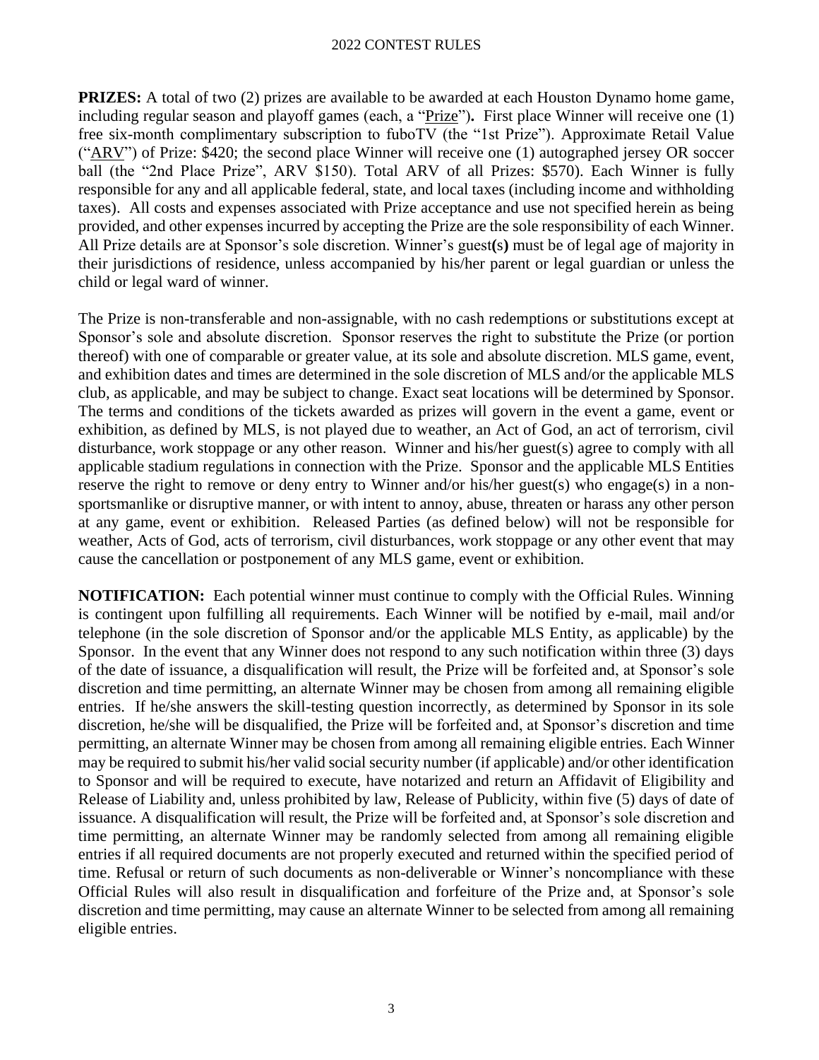**PRIZES:** A total of two (2) prizes are available to be awarded at each Houston Dynamo home game, including regular season and playoff games (each, a "Prize"). First place Winner will receive one (1) free six-month complimentary subscription to fuboTV (the "1st Prize"). Approximate Retail Value ("ARV") of Prize: $420; the second place Winner will receive one (1) autographed jersey OR soccer ball (the "2nd Place Prize", ARV $150). Total ARV of all Prizes: $570). Each Winner is fully responsible for any and all applicable federal, state, and local taxes (including income and withholding taxes). All costs and expenses associated with Prize acceptance and use not specified herein as being provided, and other expenses incurred by accepting the Prize are the sole responsibility of each Winner. All Prize details are at Sponsor's sole discretion. Winner's guest(s) must be of legal age of majority in their jurisdictions of residence, unless accompanied by his/her parent or legal guardian or unless the child or legal ward of winner.

The Prize is non-transferable and non-assignable, with no cash redemptions or substitutions except at Sponsor's sole and absolute discretion. Sponsor reserves the right to substitute the Prize (or portion thereof) with one of comparable or greater value, at its sole and absolute discretion. MLS game, event, and exhibition dates and times are determined in the sole discretion of MLS and/or the applicable MLS club, as applicable, and may be subject to change. Exact seat locations will be determined by Sponsor. The terms and conditions of the tickets awarded as prizes will govern in the event a game, event or exhibition, as defined by MLS, is not played due to weather, an Act of God, an act of terrorism, civil disturbance, work stoppage or any other reason. Winner and his/her guest(s) agree to comply with all applicable stadium regulations in connection with the Prize. Sponsor and the applicable MLS Entities reserve the right to remove or deny entry to Winner and/or his/her guest(s) who engage(s) in a non-sportsmanlike or disruptive manner, or with intent to annoy, abuse, threaten or harass any other person at any game, event or exhibition. Released Parties (as defined below) will not be responsible for weather, Acts of God, acts of terrorism, civil disturbances, work stoppage or any other event that may cause the cancellation or postponement of any MLS game, event or exhibition.

**NOTIFICATION:** Each potential winner must continue to comply with the Official Rules. Winning is contingent upon fulfilling all requirements. Each Winner will be notified by e-mail, mail and/or telephone (in the sole discretion of Sponsor and/or the applicable MLS Entity, as applicable) by the Sponsor. In the event that any Winner does not respond to any such notification within three (3) days of the date of issuance, a disqualification will result, the Prize will be forfeited and, at Sponsor's sole discretion and time permitting, an alternate Winner may be chosen from among all remaining eligible entries. If he/she answers the skill-testing question incorrectly, as determined by Sponsor in its sole discretion, he/she will be disqualified, the Prize will be forfeited and, at Sponsor's discretion and time permitting, an alternate Winner may be chosen from among all remaining eligible entries. Each Winner may be required to submit his/her valid social security number (if applicable) and/or other identification to Sponsor and will be required to execute, have notarized and return an Affidavit of Eligibility and Release of Liability and, unless prohibited by law, Release of Publicity, within five (5) days of date of issuance. A disqualification will result, the Prize will be forfeited and, at Sponsor's sole discretion and time permitting, an alternate Winner may be randomly selected from among all remaining eligible entries if all required documents are not properly executed and returned within the specified period of time. Refusal or return of such documents as non-deliverable or Winner's noncompliance with these Official Rules will also result in disqualification and forfeiture of the Prize and, at Sponsor's sole discretion and time permitting, may cause an alternate Winner to be selected from among all remaining eligible entries.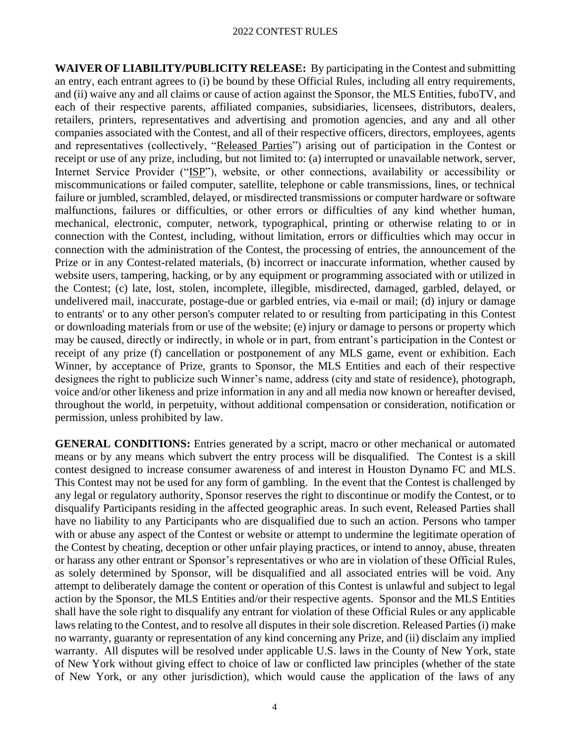**WAIVER OF LIABILITY/PUBLICITY RELEASE:** By participating in the Contest and submitting an entry, each entrant agrees to (i) be bound by these Official Rules, including all entry requirements, and (ii) waive any and all claims or cause of action against the Sponsor, the MLS Entities, fuboTV, and each of their respective parents, affiliated companies, subsidiaries, licensees, distributors, dealers, retailers, printers, representatives and advertising and promotion agencies, and any and all other companies associated with the Contest, and all of their respective officers, directors, employees, agents and representatives (collectively, "Released Parties") arising out of participation in the Contest or receipt or use of any prize, including, but not limited to: (a) interrupted or unavailable network, server, Internet Service Provider ("ISP"), website, or other connections, availability or accessibility or miscommunications or failed computer, satellite, telephone or cable transmissions, lines, or technical failure or jumbled, scrambled, delayed, or misdirected transmissions or computer hardware or software malfunctions, failures or difficulties, or other errors or difficulties of any kind whether human, mechanical, electronic, computer, network, typographical, printing or otherwise relating to or in connection with the Contest, including, without limitation, errors or difficulties which may occur in connection with the administration of the Contest, the processing of entries, the announcement of the Prize or in any Contest-related materials, (b) incorrect or inaccurate information, whether caused by website users, tampering, hacking, or by any equipment or programming associated with or utilized in the Contest; (c) late, lost, stolen, incomplete, illegible, misdirected, damaged, garbled, delayed, or undelivered mail, inaccurate, postage-due or garbled entries, via e-mail or mail; (d) injury or damage to entrants' or to any other person's computer related to or resulting from participating in this Contest or downloading materials from or use of the website; (e) injury or damage to persons or property which may be caused, directly or indirectly, in whole or in part, from entrant's participation in the Contest or receipt of any prize (f) cancellation or postponement of any MLS game, event or exhibition. Each Winner, by acceptance of Prize, grants to Sponsor, the MLS Entities and each of their respective designees the right to publicize such Winner's name, address (city and state of residence), photograph, voice and/or other likeness and prize information in any and all media now known or hereafter devised, throughout the world, in perpetuity, without additional compensation or consideration, notification or permission, unless prohibited by law.

**GENERAL CONDITIONS:** Entries generated by a script, macro or other mechanical or automated means or by any means which subvert the entry process will be disqualified. The Contest is a skill contest designed to increase consumer awareness of and interest in Houston Dynamo FC and MLS. This Contest may not be used for any form of gambling. In the event that the Contest is challenged by any legal or regulatory authority, Sponsor reserves the right to discontinue or modify the Contest, or to disqualify Participants residing in the affected geographic areas. In such event, Released Parties shall have no liability to any Participants who are disqualified due to such an action. Persons who tamper with or abuse any aspect of the Contest or website or attempt to undermine the legitimate operation of the Contest by cheating, deception or other unfair playing practices, or intend to annoy, abuse, threaten or harass any other entrant or Sponsor's representatives or who are in violation of these Official Rules, as solely determined by Sponsor, will be disqualified and all associated entries will be void. Any attempt to deliberately damage the content or operation of this Contest is unlawful and subject to legal action by the Sponsor, the MLS Entities and/or their respective agents. Sponsor and the MLS Entities shall have the sole right to disqualify any entrant for violation of these Official Rules or any applicable laws relating to the Contest, and to resolve all disputes in their sole discretion. Released Parties (i) make no warranty, guaranty or representation of any kind concerning any Prize, and (ii) disclaim any implied warranty. All disputes will be resolved under applicable U.S. laws in the County of New York, state of New York without giving effect to choice of law or conflicted law principles (whether of the state of New York, or any other jurisdiction), which would cause the application of the laws of any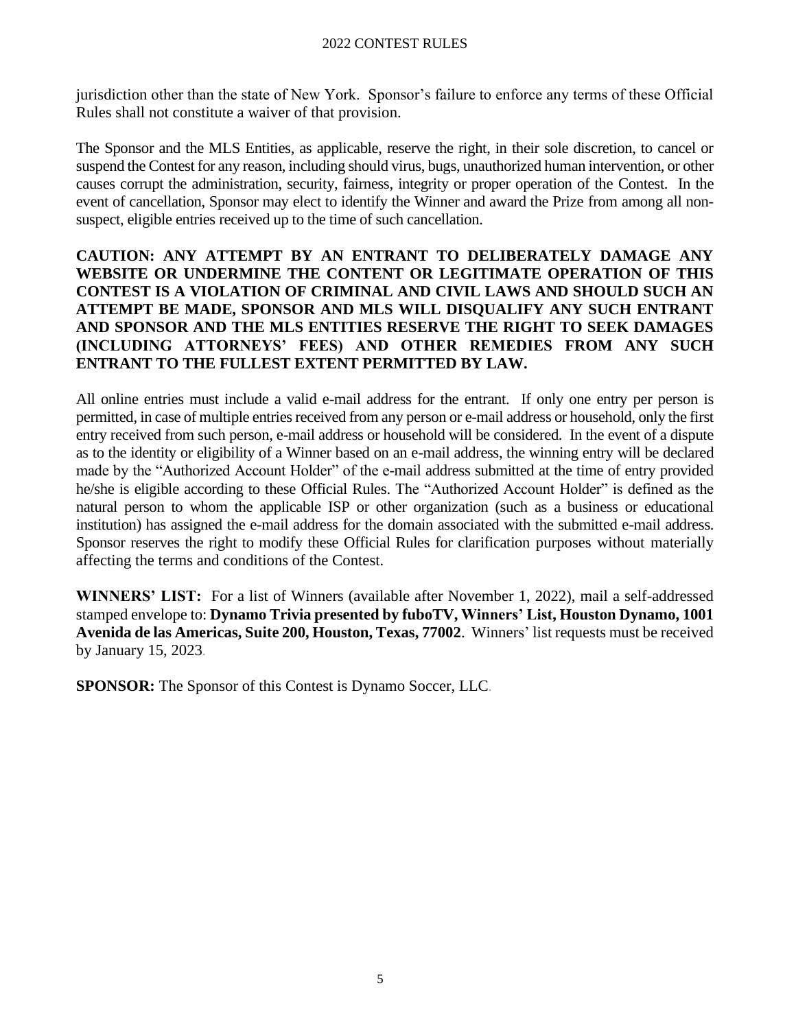jurisdiction other than the state of New York. Sponsor's failure to enforce any terms of these Official Rules shall not constitute a waiver of that provision.

The Sponsor and the MLS Entities, as applicable, reserve the right, in their sole discretion, to cancel or suspend the Contest for any reason, including should virus, bugs, unauthorized human intervention, or other causes corrupt the administration, security, fairness, integrity or proper operation of the Contest. In the event of cancellation, Sponsor may elect to identify the Winner and award the Prize from among all non-suspect, eligible entries received up to the time of such cancellation.

**CAUTION: ANY ATTEMPT BY AN ENTRANT TO DELIBERATELY DAMAGE ANY WEBSITE OR UNDERMINE THE CONTENT OR LEGITIMATE OPERATION OF THIS CONTEST IS A VIOLATION OF CRIMINAL AND CIVIL LAWS AND SHOULD SUCH AN ATTEMPT BE MADE, SPONSOR AND MLS WILL DISQUALIFY ANY SUCH ENTRANT AND SPONSOR AND THE MLS ENTITIES RESERVE THE RIGHT TO SEEK DAMAGES (INCLUDING ATTORNEYS' FEES) AND OTHER REMEDIES FROM ANY SUCH ENTRANT TO THE FULLEST EXTENT PERMITTED BY LAW.**

All online entries must include a valid e-mail address for the entrant. If only one entry per person is permitted, in case of multiple entries received from any person or e-mail address or household, only the first entry received from such person, e-mail address or household will be considered. In the event of a dispute as to the identity or eligibility of a Winner based on an e-mail address, the winning entry will be declared made by the "Authorized Account Holder" of the e-mail address submitted at the time of entry provided he/she is eligible according to these Official Rules. The "Authorized Account Holder" is defined as the natural person to whom the applicable ISP or other organization (such as a business or educational institution) has assigned the e-mail address for the domain associated with the submitted e-mail address. Sponsor reserves the right to modify these Official Rules for clarification purposes without materially affecting the terms and conditions of the Contest.

**WINNERS' LIST:** For a list of Winners (available after November 1, 2022), mail a self-addressed stamped envelope to: **Dynamo Trivia presented by fuboTV, Winners' List, Houston Dynamo, 1001 Avenida de las Americas, Suite 200, Houston, Texas, 77002**. Winners' list requests must be received by January 15, 2023.

**SPONSOR:** The Sponsor of this Contest is Dynamo Soccer, LLC.